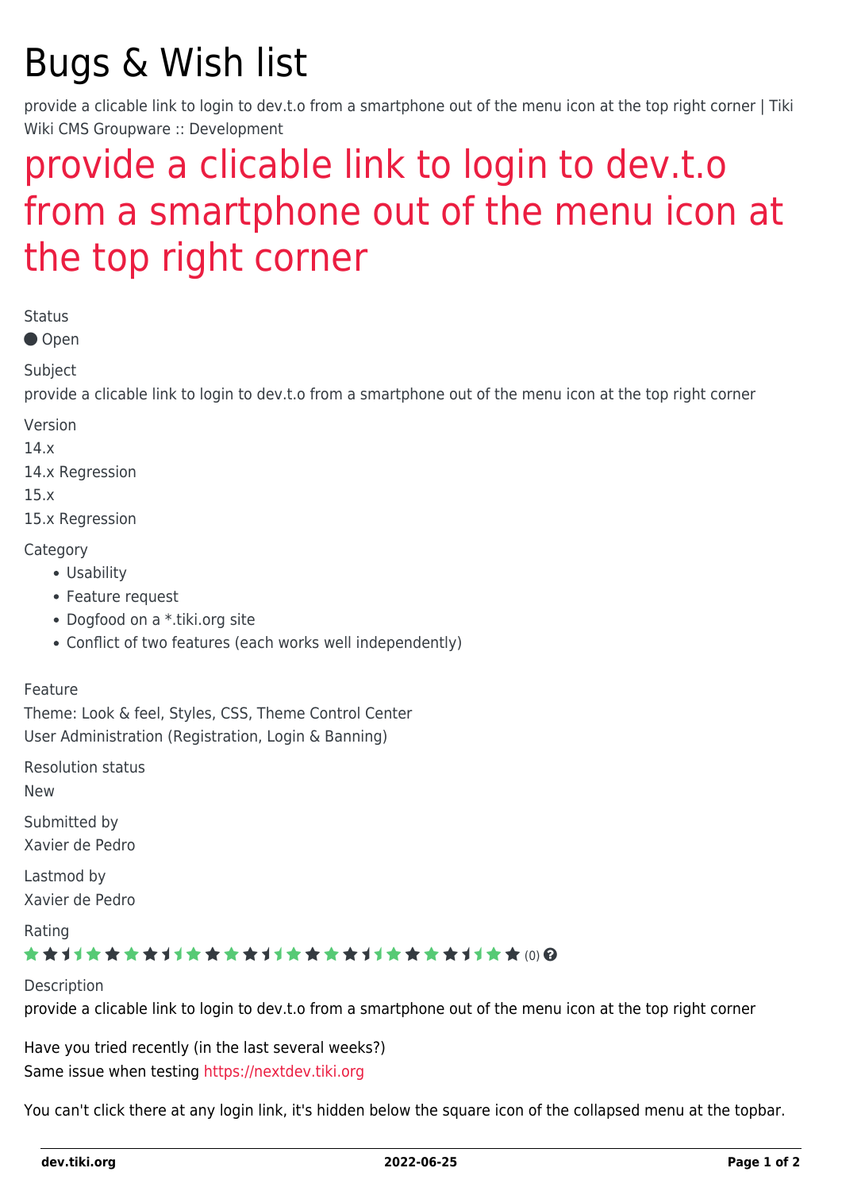# Bugs & Wish list

provide a clicable link to login to dev.t.o from a smartphone out of the menu icon at the top right corner | Tiki Wiki CMS Groupware :: Development

## provide a clicable link to login to dev.t.o from a smartphone out of the menu icon at the top right corner

Status

● Open

Subject

provide a clicable link to login to dev.t.o from a smartphone out of the menu icon at the top right corner

Version

14.x

14.x Regression

15.x

15.x Regression

Category

- Usability
- Feature request
- Dogfood on a *.tiki.org site
- Conflict of two features (each works well independently)

Feature

Theme: Look & feel, Styles, CSS, Theme Control Center

User Administration (Registration, Login & Banning)

Resolution status

New

Submitted by

Xavier de Pedro

Lastmod by

Xavier de Pedro

Rating

(0)

Description

provide a clicable link to login to dev.t.o from a smartphone out of the menu icon at the top right corner

Have you tried recently (in the last several weeks?)

Same issue when testing https://nextdev.tiki.org

You can't click there at any login link, it's hidden below the square icon of the collapsed menu at the topbar.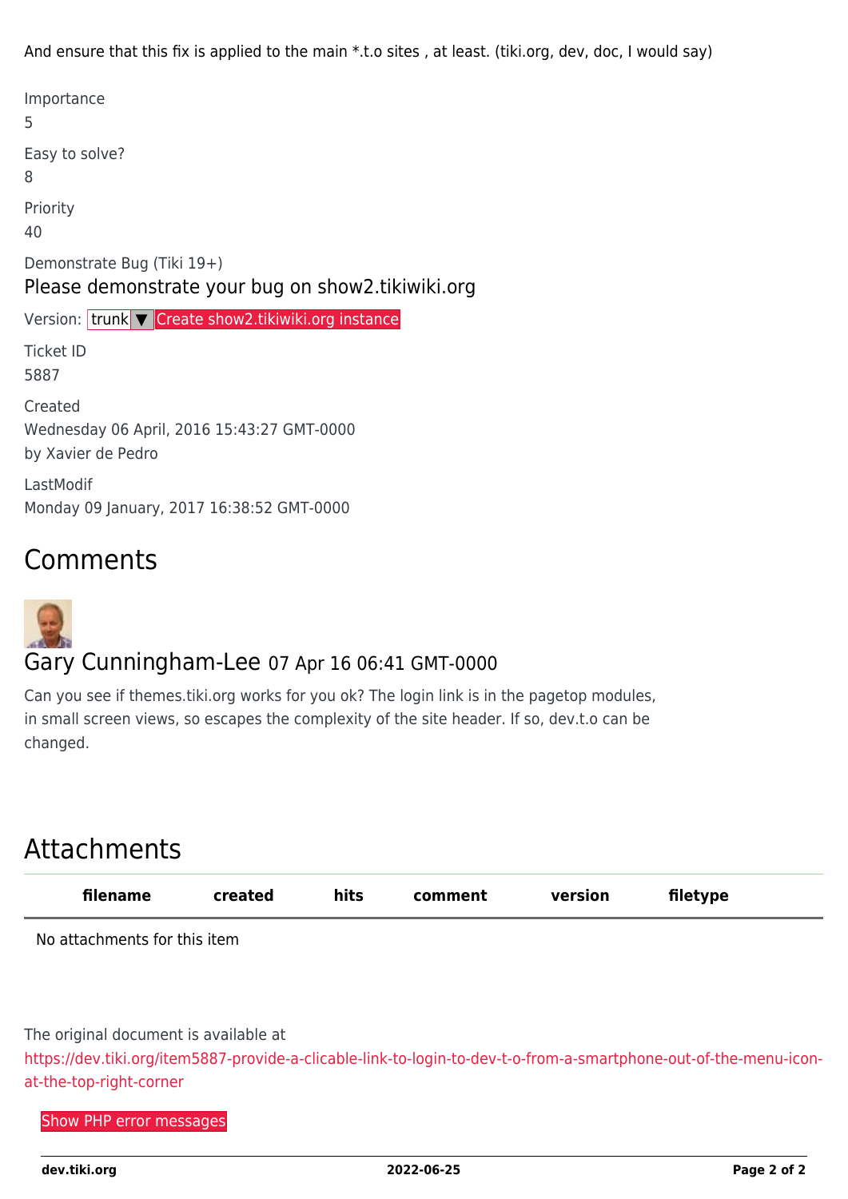And ensure that this fix is applied to the main *.t.o sites , at least. (tiki.org, dev, doc, I would say)

Importance
5

Easy to solve?
8

Priority
40

Demonstrate Bug (Tiki 19+)

Please demonstrate your bug on show2.tikiwiki.org

Version: trunk ▼ Create show2.tikiwiki.org instance

Ticket ID
5887

Created
Wednesday 06 April, 2016 15:43:27 GMT-0000
by Xavier de Pedro

LastModif
Monday 09 January, 2017 16:38:52 GMT-0000

## Comments

### Gary Cunningham-Lee 07 Apr 16 06:41 GMT-0000

Can you see if themes.tiki.org works for you ok? The login link is in the pagetop modules, in small screen views, so escapes the complexity of the site header. If so, dev.t.o can be changed.

## Attachments

| filename | created | hits | comment | version | filetype |
| --- | --- | --- | --- | --- | --- |
| No attachments for this item | | | | | |

The original document is available at https://dev.tiki.org/item5887-provide-a-clicable-link-to-login-to-dev-t-o-from-a-smartphone-out-of-the-menu-icon-at-the-top-right-corner

Show PHP error messages